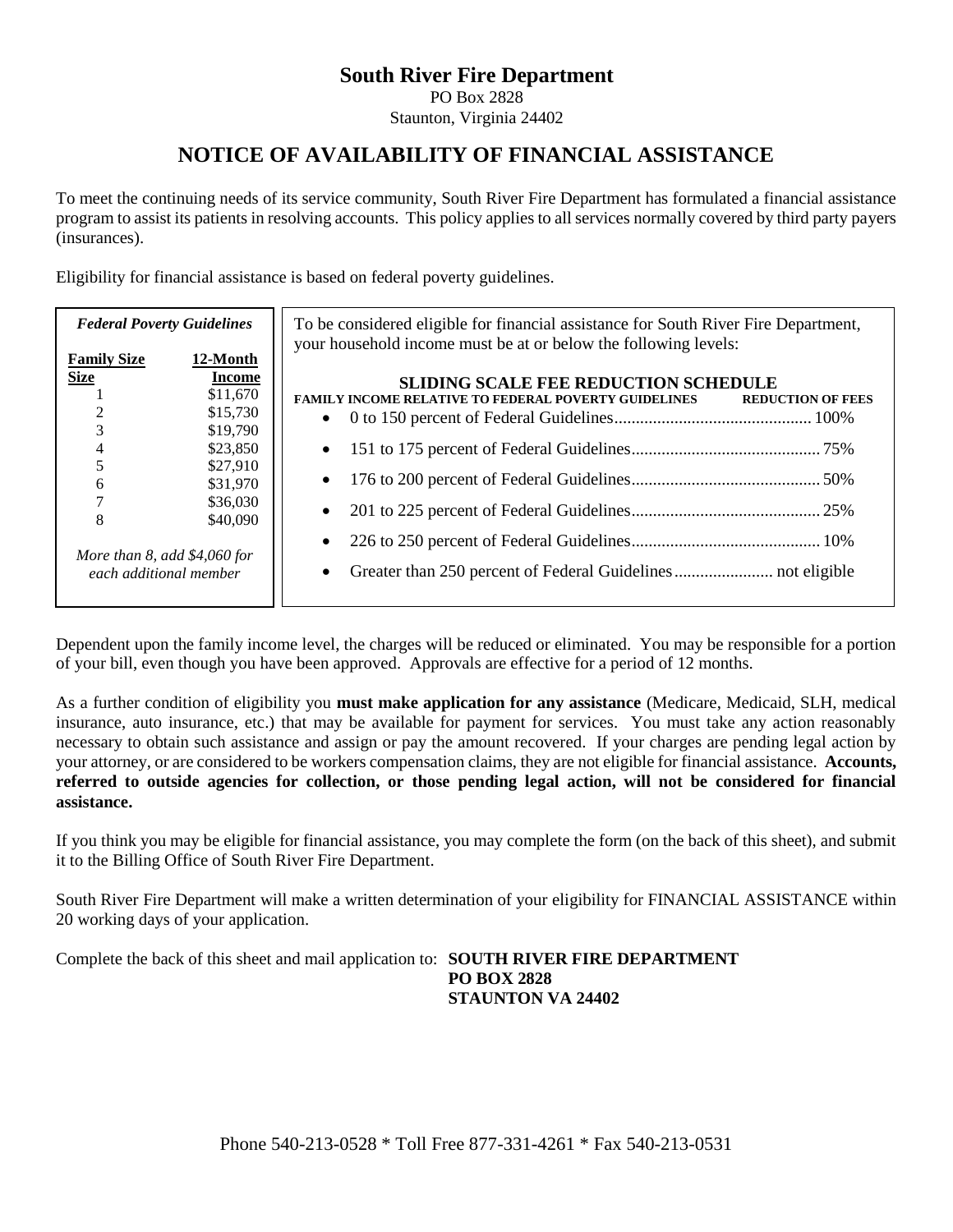# South River Fire Department

PO Box 2828
Staunton, Virginia 24402

## NOTICE OF AVAILABILITY OF FINANCIAL ASSISTANCE

To meet the continuing needs of its service community, South River Fire Department has formulated a financial assistance program to assist its patients in resolving accounts. This policy applies to all services normally covered by third party payers (insurances).

Eligibility for financial assistance is based on federal poverty guidelines.

*Federal Poverty Guidelines*

| Family Size | 12-Month Income |
|---|---|
| 1 | $11,670 |
| 2 | $15,730 |
| 3 | $19,790 |
| 4 | $23,850 |
| 5 | $27,910 |
| 6 | $31,970 |
| 7 | $36,030 |
| 8 | $40,090 |

*More than 8, add $4,060 for each additional member*

To be considered eligible for financial assistance for South River Fire Department, your household income must be at or below the following levels:

**SLIDING SCALE FEE REDUCTION SCHEDULE**

| FAMILY INCOME RELATIVE TO FEDERAL POVERTY GUIDELINES | REDUCTION OF FEES |
|---|---|
| 0 to 150 percent of Federal Guidelines | 100% |
| 151 to 175 percent of Federal Guidelines | 75% |
| 176 to 200 percent of Federal Guidelines | 50% |
| 201 to 225 percent of Federal Guidelines | 25% |
| 226 to 250 percent of Federal Guidelines | 10% |
| Greater than 250 percent of Federal Guidelines | not eligible |

Dependent upon the family income level, the charges will be reduced or eliminated. You may be responsible for a portion of your bill, even though you have been approved. Approvals are effective for a period of 12 months.

As a further condition of eligibility you **must make application for any assistance** (Medicare, Medicaid, SLH, medical insurance, auto insurance, etc.) that may be available for payment for services. You must take any action reasonably necessary to obtain such assistance and assign or pay the amount recovered. If your charges are pending legal action by your attorney, or are considered to be workers compensation claims, they are not eligible for financial assistance. **Accounts, referred to outside agencies for collection, or those pending legal action, will not be considered for financial assistance.**

If you think you may be eligible for financial assistance, you may complete the form (on the back of this sheet), and submit it to the Billing Office of South River Fire Department.

South River Fire Department will make a written determination of your eligibility for FINANCIAL ASSISTANCE within 20 working days of your application.

Complete the back of this sheet and mail application to: **SOUTH RIVER FIRE DEPARTMENT**
**PO BOX 2828**
**STAUNTON VA 24402**

Phone 540-213-0528 * Toll Free 877-331-4261 * Fax 540-213-0531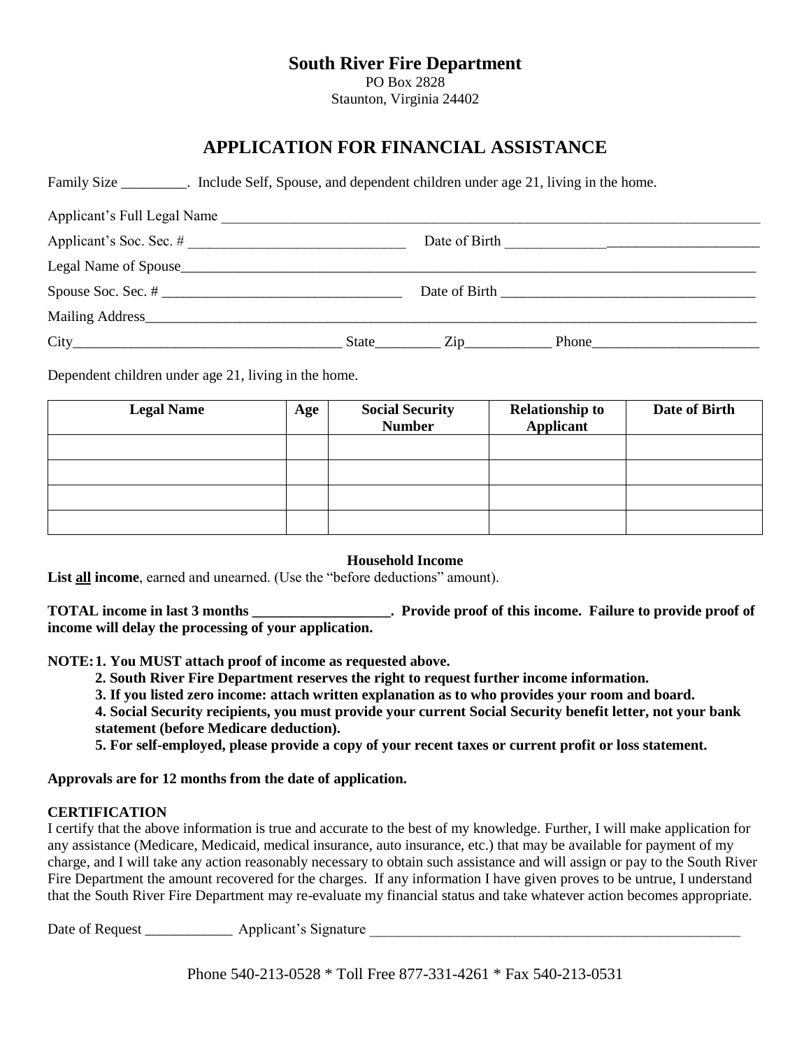# South River Fire Department

PO Box 2828
Staunton, Virginia 24402

## APPLICATION FOR FINANCIAL ASSISTANCE

Family Size _________. Include Self, Spouse, and dependent children under age 21, living in the home.

Applicant's Full Legal Name ______________________________________________________________

Applicant's Soc. Sec. # _______________________________ Date of Birth ____________________________________

Legal Name of Spouse______________________________________________________________

Spouse Soc. Sec. # _________________________________ Date of Birth ___________________________________

Mailing Address______________________________________________________________

City_____________________________________ State_________ Zip____________ Phone_______________________

Dependent children under age 21, living in the home.

| Legal Name | Age | Social Security Number | Relationship to Applicant | Date of Birth |
|---|---|---|---|---|
| | | | | |
| | | | | |
| | | | | |
| | | | | |

**Household Income**

**List all income**, earned and unearned. (Use the "before deductions" amount).

**TOTAL income in last 3 months ___________________. Provide proof of this income. Failure to provide proof of income will delay the processing of your application.**

**NOTE:**
1. **You MUST attach proof of income as requested above.**
2. **South River Fire Department reserves the right to request further income information.**
3. **If you listed zero income: attach written explanation as to who provides your room and board.**
4. **Social Security recipients, you must provide your current Social Security benefit letter, not your bank statement (before Medicare deduction).**
5. **For self-employed, please provide a copy of your recent taxes or current profit or loss statement.**

**Approvals are for 12 months from the date of application.**

**CERTIFICATION**

I certify that the above information is true and accurate to the best of my knowledge. Further, I will make application for any assistance (Medicare, Medicaid, medical insurance, auto insurance, etc.) that may be available for payment of my charge, and I will take any action reasonably necessary to obtain such assistance and will assign or pay to the South River Fire Department the amount recovered for the charges. If any information I have given proves to be untrue, I understand that the South River Fire Department may re-evaluate my financial status and take whatever action becomes appropriate.

Date of Request ____________ Applicant's Signature ______________________________________________________

Phone 540-213-0528 * Toll Free 877-331-4261 * Fax 540-213-0531